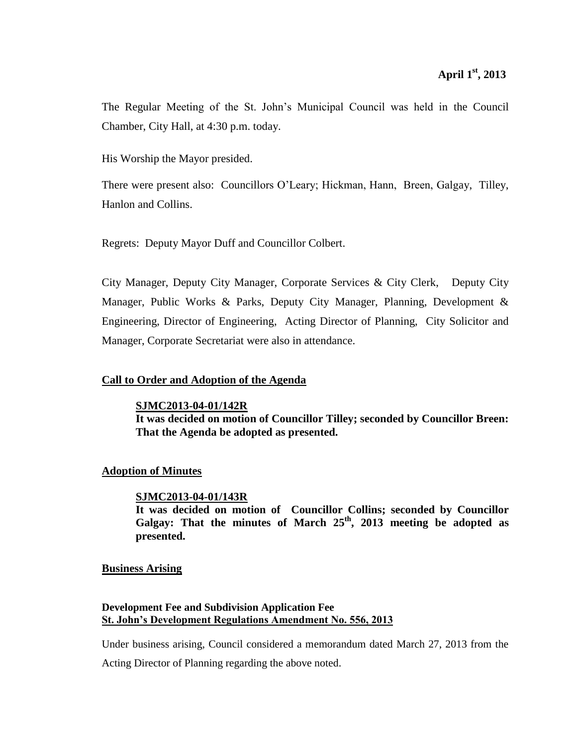**April 1st, 2013**

The Regular Meeting of the St. John's Municipal Council was held in the Council Chamber, City Hall, at 4:30 p.m. today.

His Worship the Mayor presided.

There were present also: Councillors O'Leary; Hickman, Hann, Breen, Galgay, Tilley, Hanlon and Collins.

Regrets: Deputy Mayor Duff and Councillor Colbert.

City Manager, Deputy City Manager, Corporate Services & City Clerk, Deputy City Manager, Public Works & Parks, Deputy City Manager, Planning, Development & Engineering, Director of Engineering, Acting Director of Planning, City Solicitor and Manager, Corporate Secretariat were also in attendance.

## Call to Order and Adoption of the Agenda

> **SJMC2013-04-01/142R**
> **It was decided on motion of Councillor Tilley; seconded by Councillor Breen: That the Agenda be adopted as presented.**

## Adoption of Minutes

> **SJMC2013-04-01/143R**
> **It was decided on motion of Councillor Collins; seconded by Councillor Galgay: That the minutes of March 25th, 2013 meeting be adopted as presented.**

## Business Arising

### Development Fee and Subdivision Application Fee
### St. John's Development Regulations Amendment No. 556, 2013

Under business arising, Council considered a memorandum dated March 27, 2013 from the Acting Director of Planning regarding the above noted.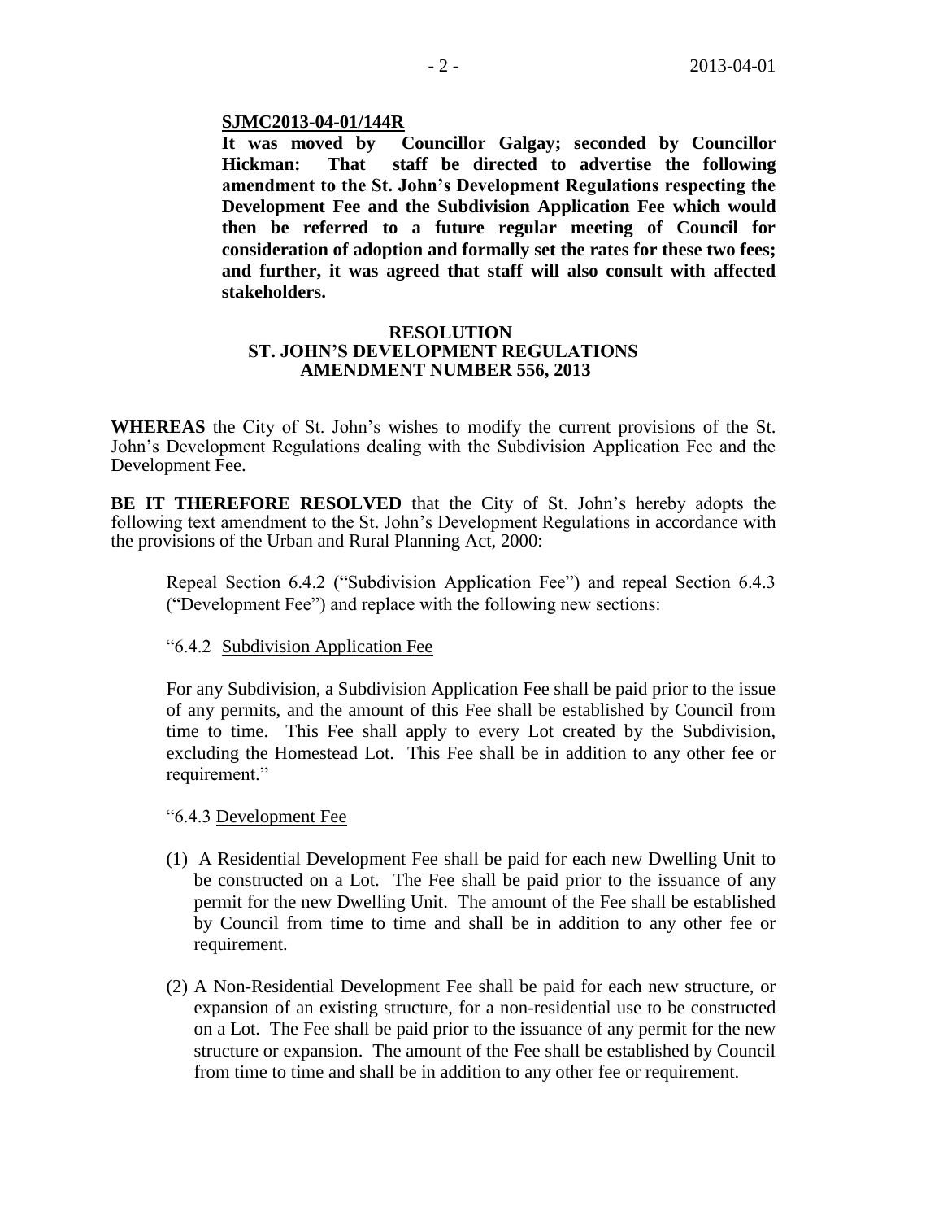**SJMC2013-04-01/144R**

**It was moved by Councillor Galgay; seconded by Councillor Hickman: That staff be directed to advertise the following amendment to the St. John's Development Regulations respecting the Development Fee and the Subdivision Application Fee which would then be referred to a future regular meeting of Council for consideration of adoption and formally set the rates for these two fees; and further, it was agreed that staff will also consult with affected stakeholders.**

**RESOLUTION**
**ST. JOHN'S DEVELOPMENT REGULATIONS**
**AMENDMENT NUMBER 556, 2013**

**WHEREAS** the City of St. John's wishes to modify the current provisions of the St. John's Development Regulations dealing with the Subdivision Application Fee and the Development Fee.

**BE IT THEREFORE RESOLVED** that the City of St. John's hereby adopts the following text amendment to the St. John's Development Regulations in accordance with the provisions of the Urban and Rural Planning Act, 2000:

Repeal Section 6.4.2 ("Subdivision Application Fee") and repeal Section 6.4.3 ("Development Fee") and replace with the following new sections:

"6.4.2 Subdivision Application Fee

For any Subdivision, a Subdivision Application Fee shall be paid prior to the issue of any permits, and the amount of this Fee shall be established by Council from time to time. This Fee shall apply to every Lot created by the Subdivision, excluding the Homestead Lot. This Fee shall be in addition to any other fee or requirement."

"6.4.3 Development Fee

(1) A Residential Development Fee shall be paid for each new Dwelling Unit to be constructed on a Lot. The Fee shall be paid prior to the issuance of any permit for the new Dwelling Unit. The amount of the Fee shall be established by Council from time to time and shall be in addition to any other fee or requirement.

(2) A Non-Residential Development Fee shall be paid for each new structure, or expansion of an existing structure, for a non-residential use to be constructed on a Lot. The Fee shall be paid prior to the issuance of any permit for the new structure or expansion. The amount of the Fee shall be established by Council from time to time and shall be in addition to any other fee or requirement.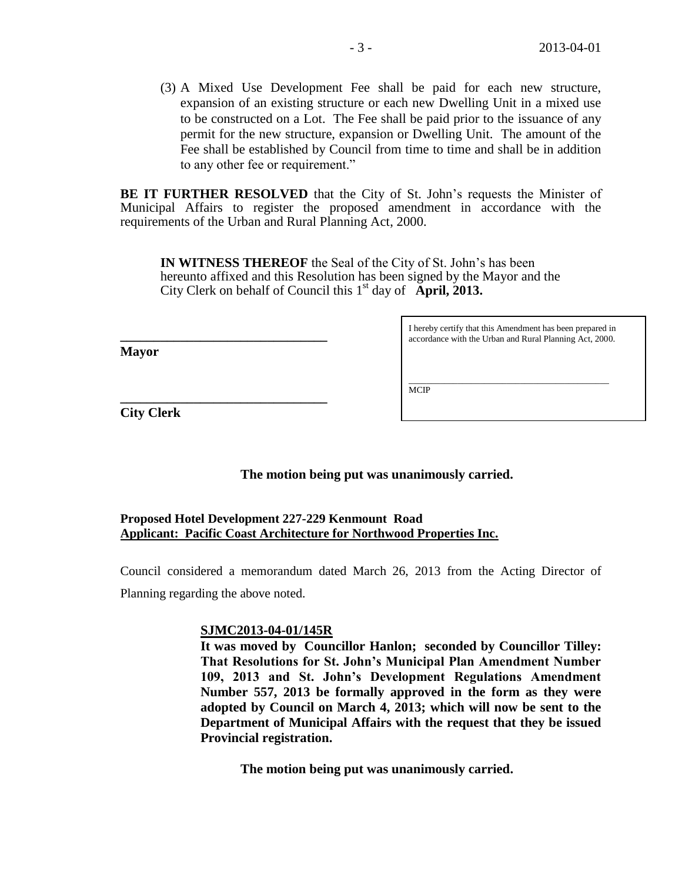(3) A Mixed Use Development Fee shall be paid for each new structure, expansion of an existing structure or each new Dwelling Unit in a mixed use to be constructed on a Lot. The Fee shall be paid prior to the issuance of any permit for the new structure, expansion or Dwelling Unit. The amount of the Fee shall be established by Council from time to time and shall be in addition to any other fee or requirement."

**BE IT FURTHER RESOLVED** that the City of St. John's requests the Minister of Municipal Affairs to register the proposed amendment in accordance with the requirements of the Urban and Rural Planning Act, 2000.

**IN WITNESS THEREOF** the Seal of the City of St. John's has been hereunto affixed and this Resolution has been signed by the Mayor and the City Clerk on behalf of Council this 1st day of **April, 2013.**

\_\_\_\_\_\_\_\_\_\_\_\_\_\_\_\_\_\_\_\_\_\_\_\_\_\_\_\_\_\_\_\_
**Mayor**

\_\_\_\_\_\_\_\_\_\_\_\_\_\_\_\_\_\_\_\_\_\_\_\_\_\_\_\_\_\_\_\_
**City Clerk**

I hereby certify that this Amendment has been prepared in accordance with the Urban and Rural Planning Act, 2000.

\_\_\_\_\_\_\_\_\_\_\_\_\_\_\_\_\_\_\_\_\_\_\_\_\_\_\_\_\_\_\_\_
MCIP

**The motion being put was unanimously carried.**

**Proposed Hotel Development 227-229 Kenmount Road**
**Applicant: Pacific Coast Architecture for Northwood Properties Inc.**

Council considered a memorandum dated March 26, 2013 from the Acting Director of Planning regarding the above noted.

**SJMC2013-04-01/145R**
**It was moved by Councillor Hanlon; seconded by Councillor Tilley: That Resolutions for St. John's Municipal Plan Amendment Number 109, 2013 and St. John's Development Regulations Amendment Number 557, 2013 be formally approved in the form as they were adopted by Council on March 4, 2013; which will now be sent to the Department of Municipal Affairs with the request that they be issued Provincial registration.**

**The motion being put was unanimously carried.**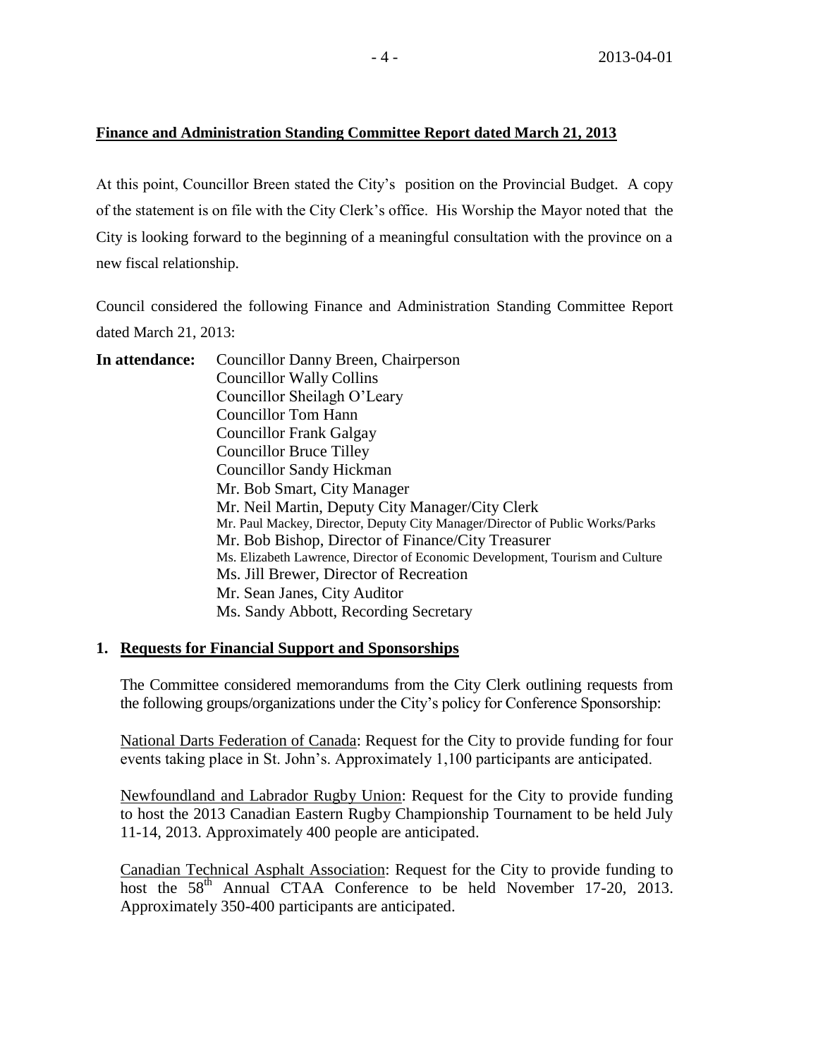**Finance and Administration Standing Committee Report dated March 21, 2013**

At this point, Councillor Breen stated the City's position on the Provincial Budget. A copy of the statement is on file with the City Clerk's office. His Worship the Mayor noted that the City is looking forward to the beginning of a meaningful consultation with the province on a new fiscal relationship.

Council considered the following Finance and Administration Standing Committee Report dated March 21, 2013:

**In attendance:**
Councillor Danny Breen, Chairperson
Councillor Wally Collins
Councillor Sheilagh O'Leary
Councillor Tom Hann
Councillor Frank Galgay
Councillor Bruce Tilley
Councillor Sandy Hickman
Mr. Bob Smart, City Manager
Mr. Neil Martin, Deputy City Manager/City Clerk
Mr. Paul Mackey, Director, Deputy City Manager/Director of Public Works/Parks
Mr. Bob Bishop, Director of Finance/City Treasurer
Ms. Elizabeth Lawrence, Director of Economic Development, Tourism and Culture
Ms. Jill Brewer, Director of Recreation
Mr. Sean Janes, City Auditor
Ms. Sandy Abbott, Recording Secretary

**1. Requests for Financial Support and Sponsorships**

The Committee considered memorandums from the City Clerk outlining requests from the following groups/organizations under the City's policy for Conference Sponsorship:

National Darts Federation of Canada: Request for the City to provide funding for four events taking place in St. John's. Approximately 1,100 participants are anticipated.

Newfoundland and Labrador Rugby Union: Request for the City to provide funding to host the 2013 Canadian Eastern Rugby Championship Tournament to be held July 11-14, 2013. Approximately 400 people are anticipated.

Canadian Technical Asphalt Association: Request for the City to provide funding to host the 58th Annual CTAA Conference to be held November 17-20, 2013. Approximately 350-400 participants are anticipated.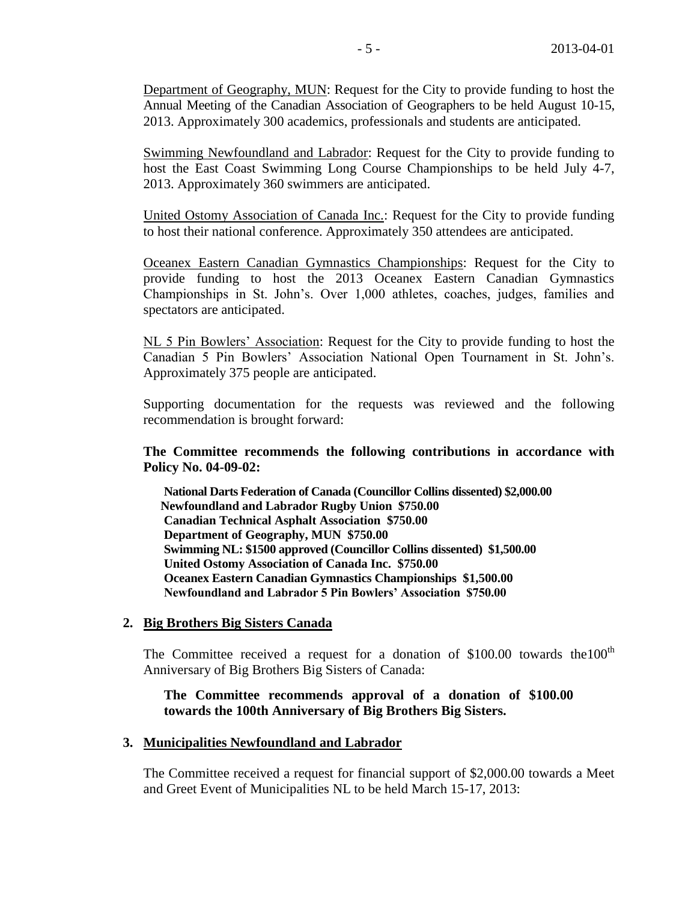Department of Geography, MUN: Request for the City to provide funding to host the Annual Meeting of the Canadian Association of Geographers to be held August 10-15, 2013. Approximately 300 academics, professionals and students are anticipated.

Swimming Newfoundland and Labrador: Request for the City to provide funding to host the East Coast Swimming Long Course Championships to be held July 4-7, 2013. Approximately 360 swimmers are anticipated.

United Ostomy Association of Canada Inc.: Request for the City to provide funding to host their national conference. Approximately 350 attendees are anticipated.

Oceanex Eastern Canadian Gymnastics Championships: Request for the City to provide funding to host the 2013 Oceanex Eastern Canadian Gymnastics Championships in St. John's. Over 1,000 athletes, coaches, judges, families and spectators are anticipated.

NL 5 Pin Bowlers' Association: Request for the City to provide funding to host the Canadian 5 Pin Bowlers' Association National Open Tournament in St. John's. Approximately 375 people are anticipated.

Supporting documentation for the requests was reviewed and the following recommendation is brought forward:

**The Committee recommends the following contributions in accordance with Policy No. 04-09-02:**

**National Darts Federation of Canada (Councillor Collins dissented) $2,000.00**
**Newfoundland and Labrador Rugby Union $750.00**
**Canadian Technical Asphalt Association $750.00**
**Department of Geography, MUN $750.00**
**Swimming NL: $1500 approved (Councillor Collins dissented) $1,500.00**
**United Ostomy Association of Canada Inc. $750.00**
**Oceanex Eastern Canadian Gymnastics Championships $1,500.00**
**Newfoundland and Labrador 5 Pin Bowlers' Association $750.00**

## 2. Big Brothers Big Sisters Canada

The Committee received a request for a donation of $100.00 towards the100th Anniversary of Big Brothers Big Sisters of Canada:

**The Committee recommends approval of a donation of $100.00 towards the 100th Anniversary of Big Brothers Big Sisters.**

## 3. Municipalities Newfoundland and Labrador

The Committee received a request for financial support of $2,000.00 towards a Meet and Greet Event of Municipalities NL to be held March 15-17, 2013: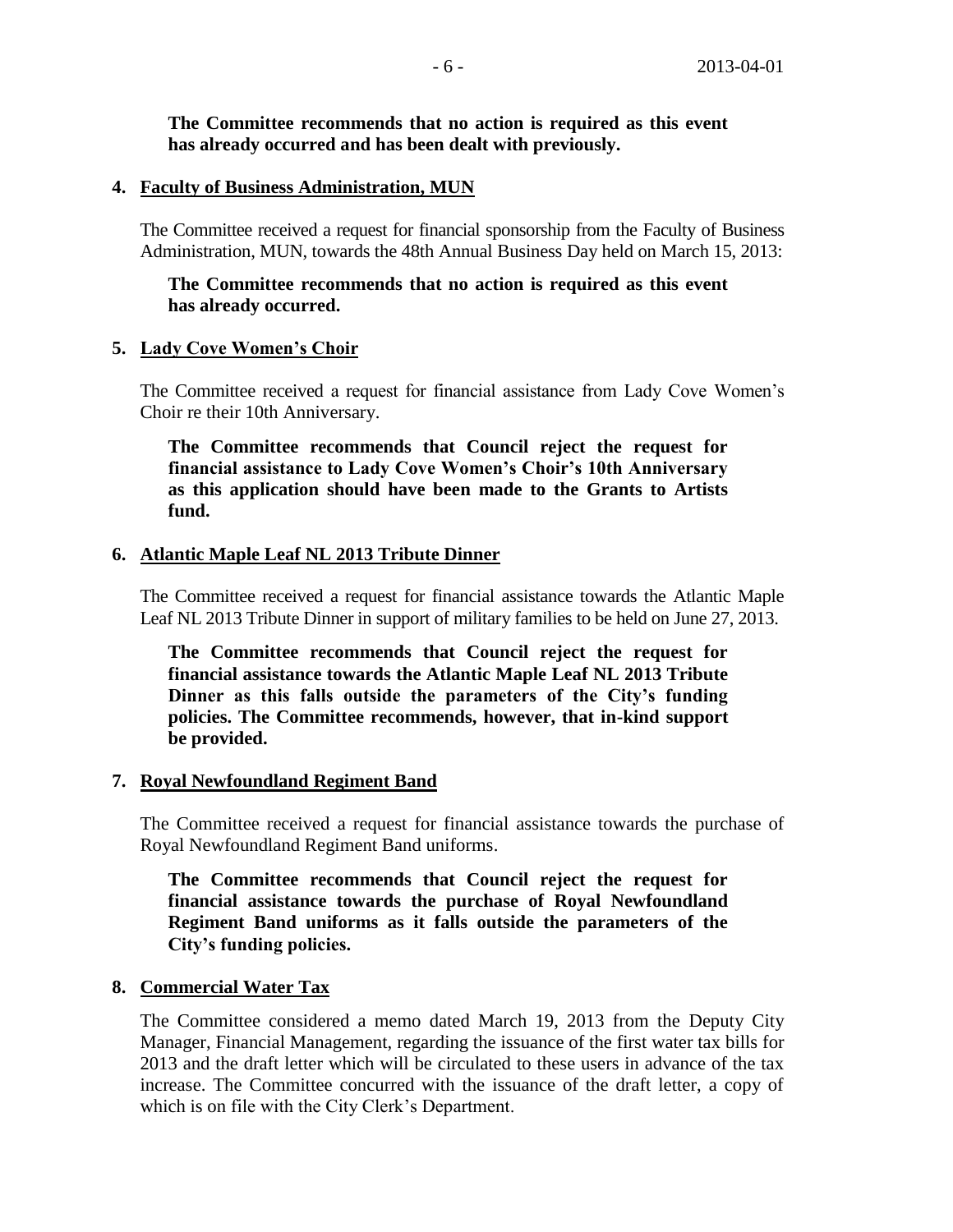**The Committee recommends that no action is required as this event has already occurred and has been dealt with previously.**

**4. Faculty of Business Administration, MUN**

The Committee received a request for financial sponsorship from the Faculty of Business Administration, MUN, towards the 48th Annual Business Day held on March 15, 2013:

**The Committee recommends that no action is required as this event has already occurred.**

**5. Lady Cove Women's Choir**

The Committee received a request for financial assistance from Lady Cove Women's Choir re their 10th Anniversary.

**The Committee recommends that Council reject the request for financial assistance to Lady Cove Women's Choir's 10th Anniversary as this application should have been made to the Grants to Artists fund.**

**6. Atlantic Maple Leaf NL 2013 Tribute Dinner**

The Committee received a request for financial assistance towards the Atlantic Maple Leaf NL 2013 Tribute Dinner in support of military families to be held on June 27, 2013.

**The Committee recommends that Council reject the request for financial assistance towards the Atlantic Maple Leaf NL 2013 Tribute Dinner as this falls outside the parameters of the City's funding policies. The Committee recommends, however, that in-kind support be provided.**

**7. Royal Newfoundland Regiment Band**

The Committee received a request for financial assistance towards the purchase of Royal Newfoundland Regiment Band uniforms.

**The Committee recommends that Council reject the request for financial assistance towards the purchase of Royal Newfoundland Regiment Band uniforms as it falls outside the parameters of the City's funding policies.**

**8. Commercial Water Tax**

The Committee considered a memo dated March 19, 2013 from the Deputy City Manager, Financial Management, regarding the issuance of the first water tax bills for 2013 and the draft letter which will be circulated to these users in advance of the tax increase. The Committee concurred with the issuance of the draft letter, a copy of which is on file with the City Clerk's Department.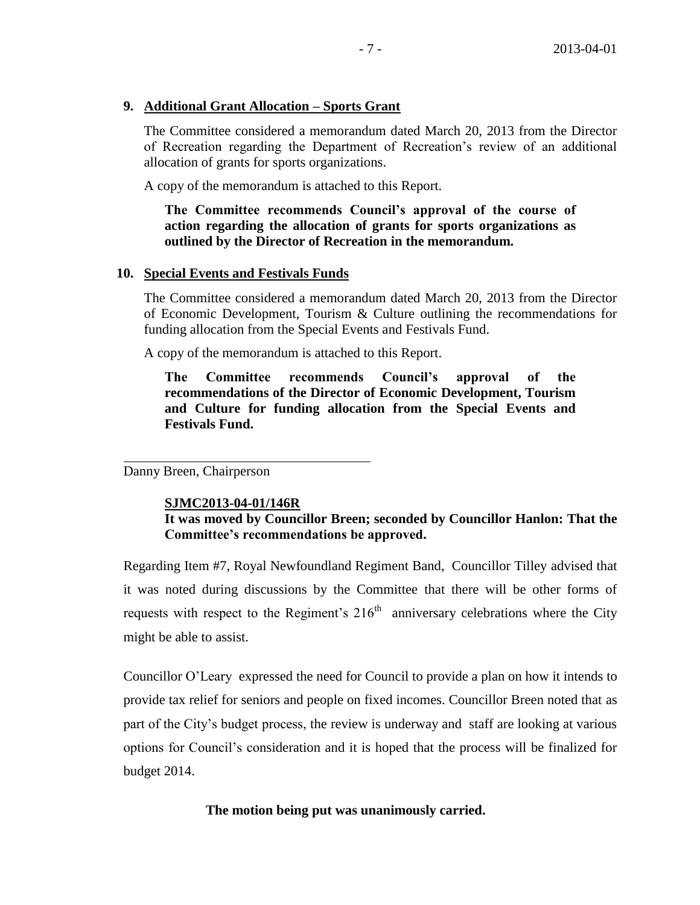**9. Additional Grant Allocation – Sports Grant**

The Committee considered a memorandum dated March 20, 2013 from the Director of Recreation regarding the Department of Recreation's review of an additional allocation of grants for sports organizations.

A copy of the memorandum is attached to this Report.

> **The Committee recommends Council's approval of the course of action regarding the allocation of grants for sports organizations as outlined by the Director of Recreation in the memorandum.**

**10. Special Events and Festivals Funds**

The Committee considered a memorandum dated March 20, 2013 from the Director of Economic Development, Tourism & Culture outlining the recommendations for funding allocation from the Special Events and Festivals Fund.

A copy of the memorandum is attached to this Report.

> **The Committee recommends Council's approval of the recommendations of the Director of Economic Development, Tourism and Culture for funding allocation from the Special Events and Festivals Fund.**

Danny Breen, Chairperson

**SJMC2013-04-01/146R**

**It was moved by Councillor Breen; seconded by Councillor Hanlon: That the Committee's recommendations be approved.**

Regarding Item #7, Royal Newfoundland Regiment Band, Councillor Tilley advised that it was noted during discussions by the Committee that there will be other forms of requests with respect to the Regiment's 216th anniversary celebrations where the City might be able to assist.

Councillor O'Leary expressed the need for Council to provide a plan on how it intends to provide tax relief for seniors and people on fixed incomes. Councillor Breen noted that as part of the City's budget process, the review is underway and staff are looking at various options for Council's consideration and it is hoped that the process will be finalized for budget 2014.

**The motion being put was unanimously carried.**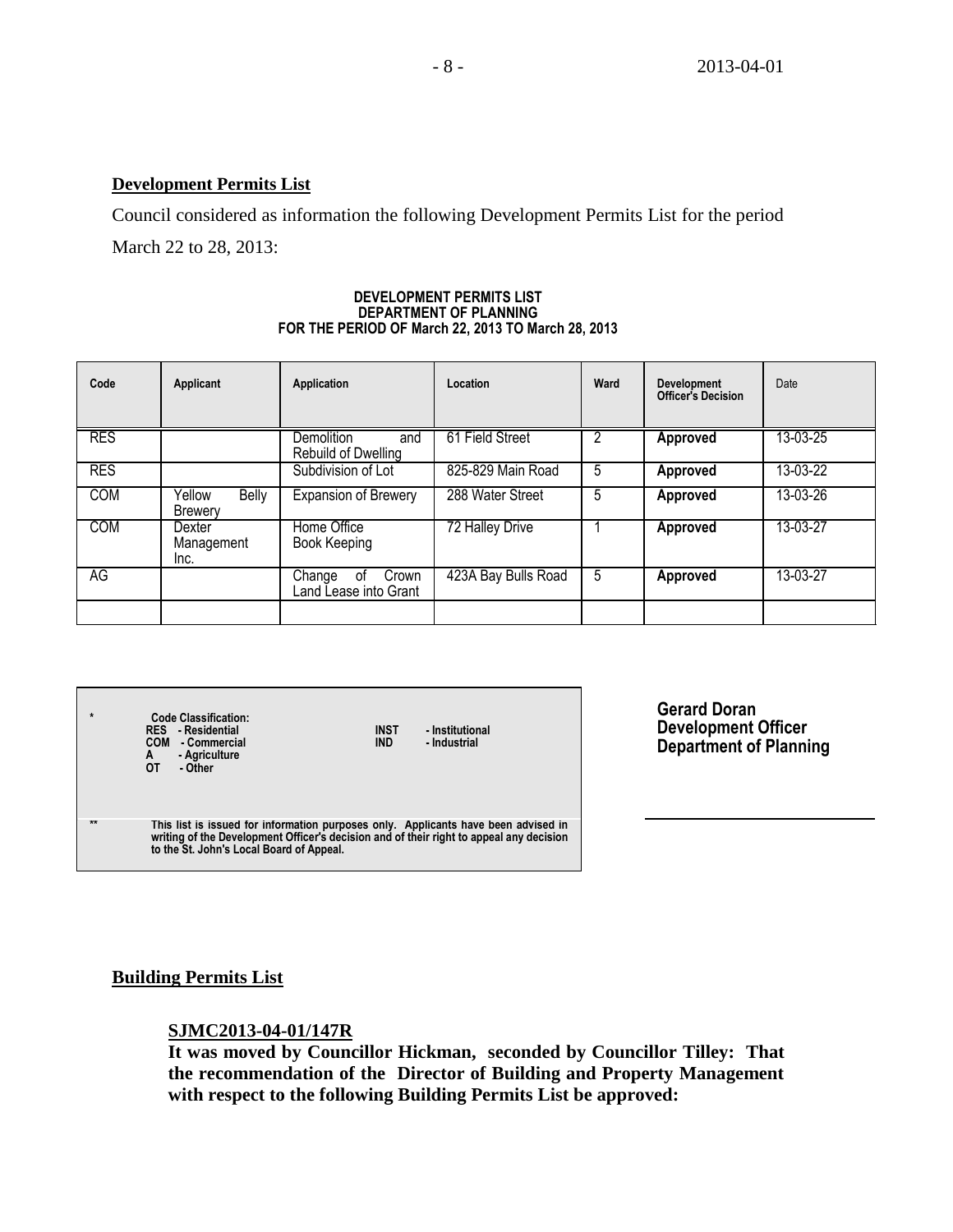## Development Permits List

Council considered as information the following Development Permits List for the period March 22 to 28, 2013:

**DEVELOPMENT PERMITS LIST**
**DEPARTMENT OF PLANNING**
**FOR THE PERIOD OF March 22, 2013 TO March 28, 2013**

| Code | Applicant | Application | Location | Ward | Development Officer's Decision | Date |
|---|---|---|---|---|---|---|
| RES | | Demolition and Rebuild of Dwelling | 61 Field Street | 2 | **Approved** | 13-03-25 |
| RES | | Subdivision of Lot | 825-829 Main Road | 5 | **Approved** | 13-03-22 |
| COM | Yellow Belly Brewery | Expansion of Brewery | 288 Water Street | 5 | **Approved** | 13-03-26 |
| COM | Dexter Management Inc. | Home Office Book Keeping | 72 Halley Drive | 1 | **Approved** | 13-03-27 |
| AG | | Change of Crown Land Lease into Grant | 423A Bay Bulls Road | 5 | **Approved** | 13-03-27 |
| | | | | | | |

\* **Code Classification:**
**RES - Residential**
**COM - Commercial**
**A - Agriculture**
**OT - Other**
**INST - Institutional**
**IND - Industrial**

\*\* **This list is issued for information purposes only. Applicants have been advised in writing of the Development Officer's decision and of their right to appeal any decision to the St. John's Local Board of Appeal.**

**Gerard Doran**
**Development Officer**
**Department of Planning**

## Building Permits List

**SJMC2013-04-01/147R**
**It was moved by Councillor Hickman, seconded by Councillor Tilley: That the recommendation of the Director of Building and Property Management with respect to the following Building Permits List be approved:**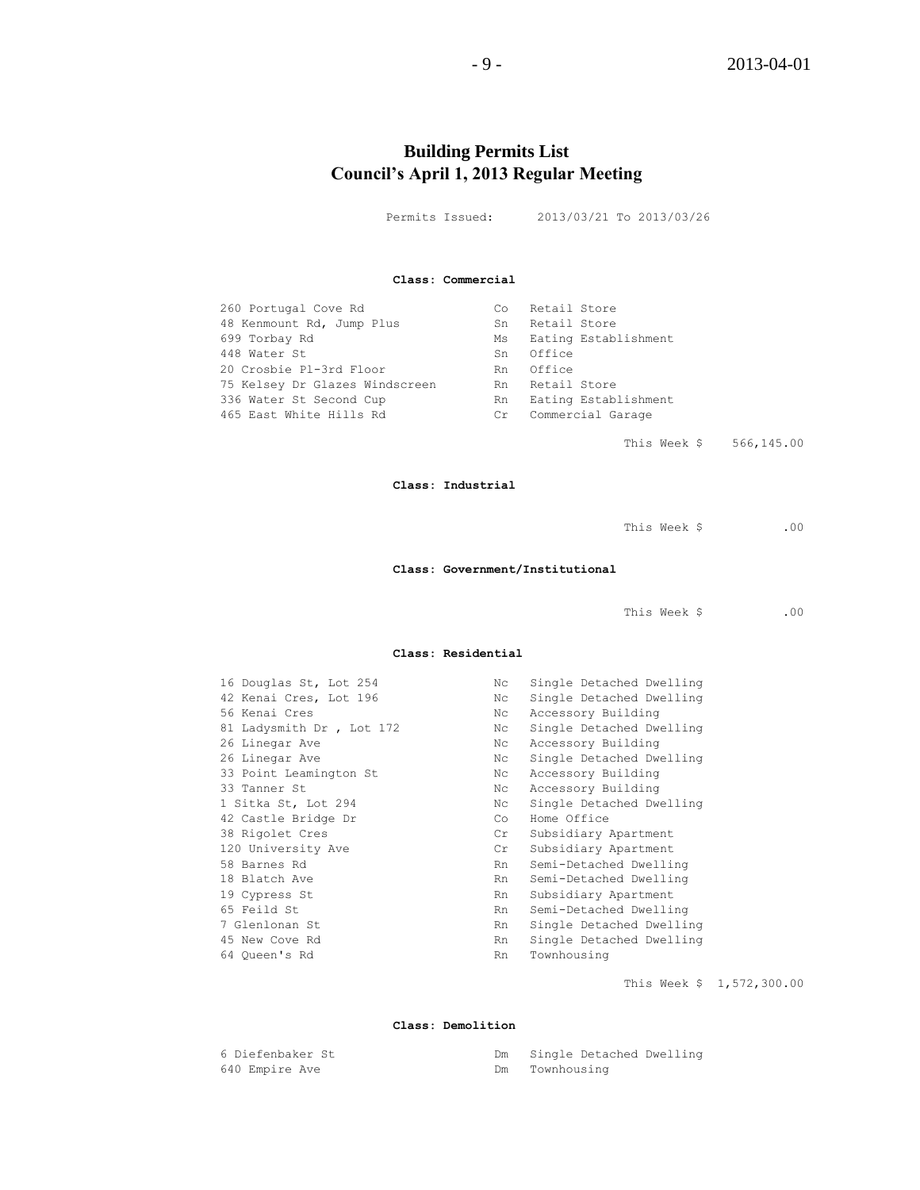# Building Permits List
## Council's April 1, 2013 Regular Meeting

Permits Issued: 2013/03/21 To 2013/03/26

### Class: Commercial

| | | |
|---|---|---|
| 260 Portugal Cove Rd | Co | Retail Store |
| 48 Kenmount Rd, Jump Plus | Sn | Retail Store |
| 699 Torbay Rd | Ms | Eating Establishment |
| 448 Water St | Sn | Office |
| 20 Crosbie Pl-3rd Floor | Rn | Office |
| 75 Kelsey Dr Glazes Windscreen | Rn | Retail Store |
| 336 Water St Second Cup | Rn | Eating Establishment |
| 465 East White Hills Rd | Cr | Commercial Garage |

This Week $ 566,145.00

### Class: Industrial

This Week $ .00

### Class: Government/Institutional

This Week $ .00

### Class: Residential

| | | |
|---|---|---|
| 16 Douglas St, Lot 254 | Nc | Single Detached Dwelling |
| 42 Kenai Cres, Lot 196 | Nc | Single Detached Dwelling |
| 56 Kenai Cres | Nc | Accessory Building |
| 81 Ladysmith Dr , Lot 172 | Nc | Single Detached Dwelling |
| 26 Linegar Ave | Nc | Accessory Building |
| 26 Linegar Ave | Nc | Single Detached Dwelling |
| 33 Point Leamington St | Nc | Accessory Building |
| 33 Tanner St | Nc | Accessory Building |
| 1 Sitka St, Lot 294 | Nc | Single Detached Dwelling |
| 42 Castle Bridge Dr | Co | Home Office |
| 38 Rigolet Cres | Cr | Subsidiary Apartment |
| 120 University Ave | Cr | Subsidiary Apartment |
| 58 Barnes Rd | Rn | Semi-Detached Dwelling |
| 18 Blatch Ave | Rn | Semi-Detached Dwelling |
| 19 Cypress St | Rn | Subsidiary Apartment |
| 65 Feild St | Rn | Semi-Detached Dwelling |
| 7 Glenlonan St | Rn | Single Detached Dwelling |
| 45 New Cove Rd | Rn | Single Detached Dwelling |
| 64 Queen's Rd | Rn | Townhousing |

This Week $ 1,572,300.00

### Class: Demolition

| | | |
|---|---|---|
| 6 Diefenbaker St | Dm | Single Detached Dwelling |
| 640 Empire Ave | Dm | Townhousing |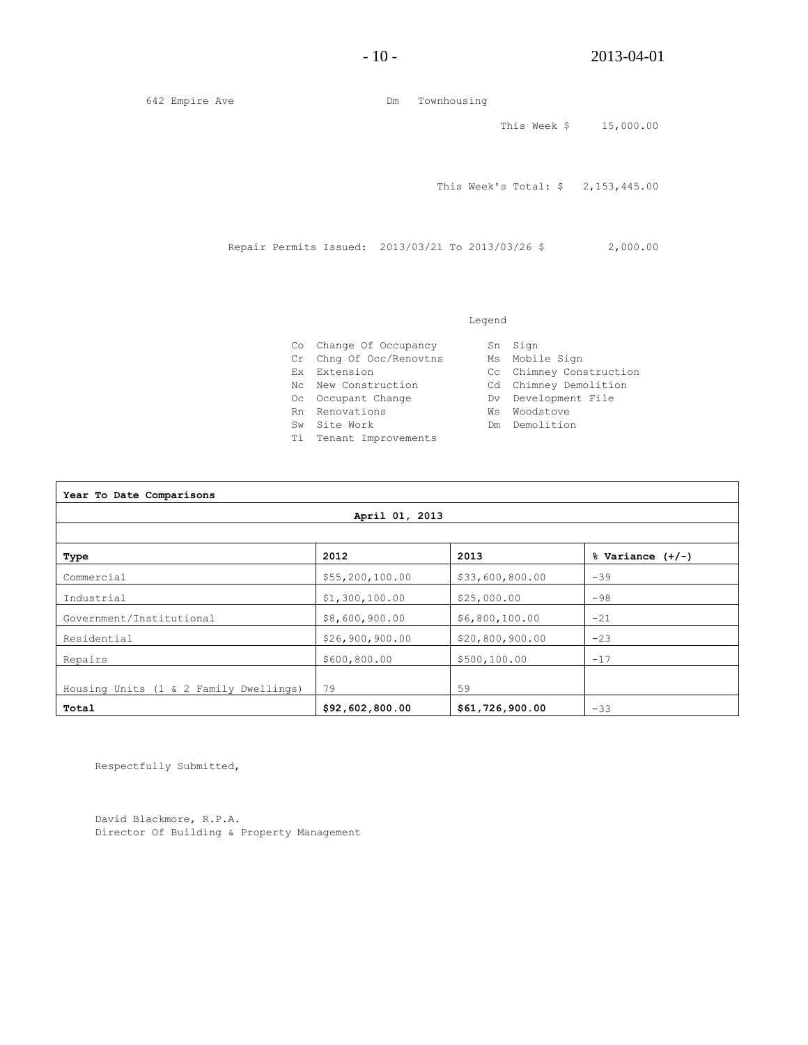642 Empire Ave Dm Townhousing

This Week $ 15,000.00

This Week's Total: $ 2,153,445.00

Repair Permits Issued: 2013/03/21 To 2013/03/26 $ 2,000.00

Legend

| | | | |
|---|---|---|---|
| Co | Change Of Occupancy | Sn | Sign |
| Cr | Chng Of Occ/Renovtns | Ms | Mobile Sign |
| Ex | Extension | Cc | Chimney Construction |
| Nc | New Construction | Cd | Chimney Demolition |
| Oc | Occupant Change | Dv | Development File |
| Rn | Renovations | Ws | Woodstove |
| Sw | Site Work | Dm | Demolition |
| Ti | Tenant Improvements | | |

**Year To Date Comparisons**

**April 01, 2013**

| **Type** | **2012** | **2013** | **% Variance (+/-)** |
|---|---|---|---|
| Commercial | $55,200,100.00 | $33,600,800.00 | -39 |
| Industrial | $1,300,100.00 | $25,000.00 | -98 |
| Government/Institutional | $8,600,900.00 | $6,800,100.00 | -21 |
| Residential | $26,900,900.00 | $20,800,900.00 | -23 |
| Repairs | $600,800.00 | $500,100.00 | -17 |
| Housing Units (1 & 2 Family Dwellings) | 79 | 59 | |
| **Total** | **$92,602,800.00** | **$61,726,900.00** | -33 |

Respectfully Submitted,

David Blackmore, R.P.A.
Director Of Building & Property Management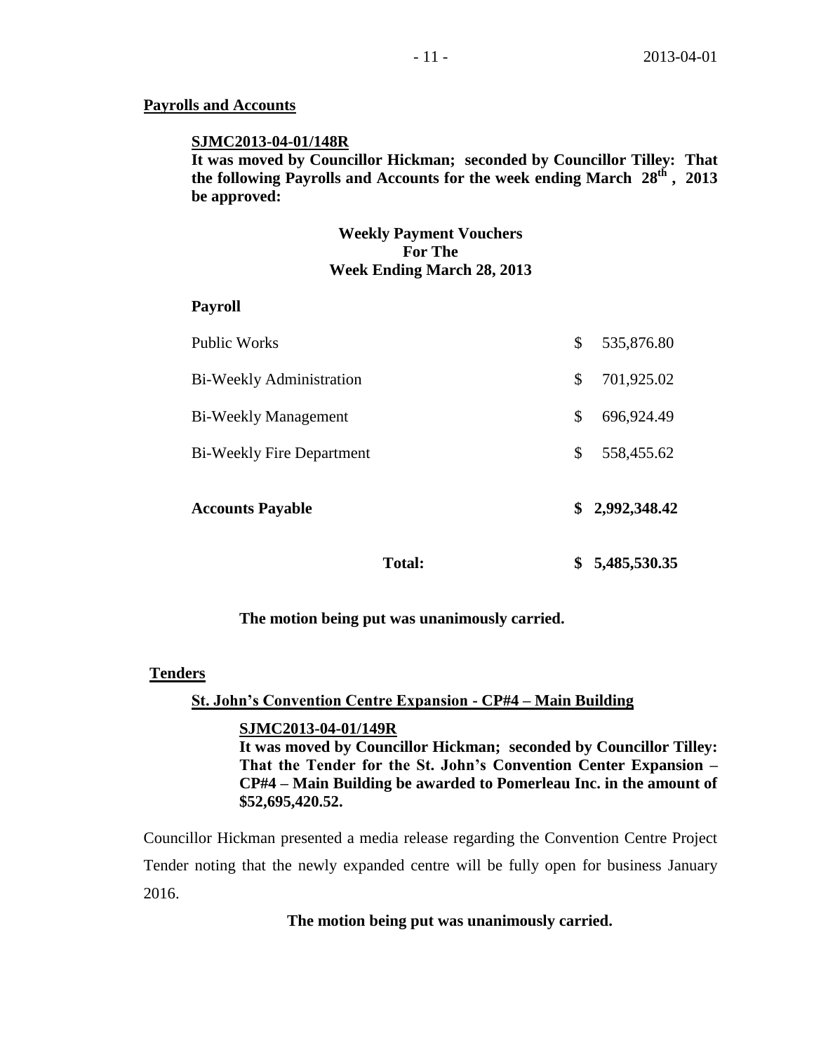## Payrolls and Accounts

**SJMC2013-04-01/148R**

**It was moved by Councillor Hickman; seconded by Councillor Tilley: That the following Payrolls and Accounts for the week ending March 28th, 2013 be approved:**

**Weekly Payment Vouchers**
**For The**
**Week Ending March 28, 2013**

| **Payroll** | |
|---|---|
| Public Works | $ 535,876.80 |
| Bi-Weekly Administration | $ 701,925.02 |
| Bi-Weekly Management | $ 696,924.49 |
| Bi-Weekly Fire Department | $ 558,455.62 |
| **Accounts Payable** | **$ 2,992,348.42** |
| **Total:** | **$ 5,485,530.35** |

**The motion being put was unanimously carried.**

## Tenders

### St. John's Convention Centre Expansion - CP#4 – Main Building

**SJMC2013-04-01/149R**

**It was moved by Councillor Hickman; seconded by Councillor Tilley: That the Tender for the St. John's Convention Center Expansion – CP#4 – Main Building be awarded to Pomerleau Inc. in the amount of $52,695,420.52.**

Councillor Hickman presented a media release regarding the Convention Centre Project Tender noting that the newly expanded centre will be fully open for business January 2016.

**The motion being put was unanimously carried.**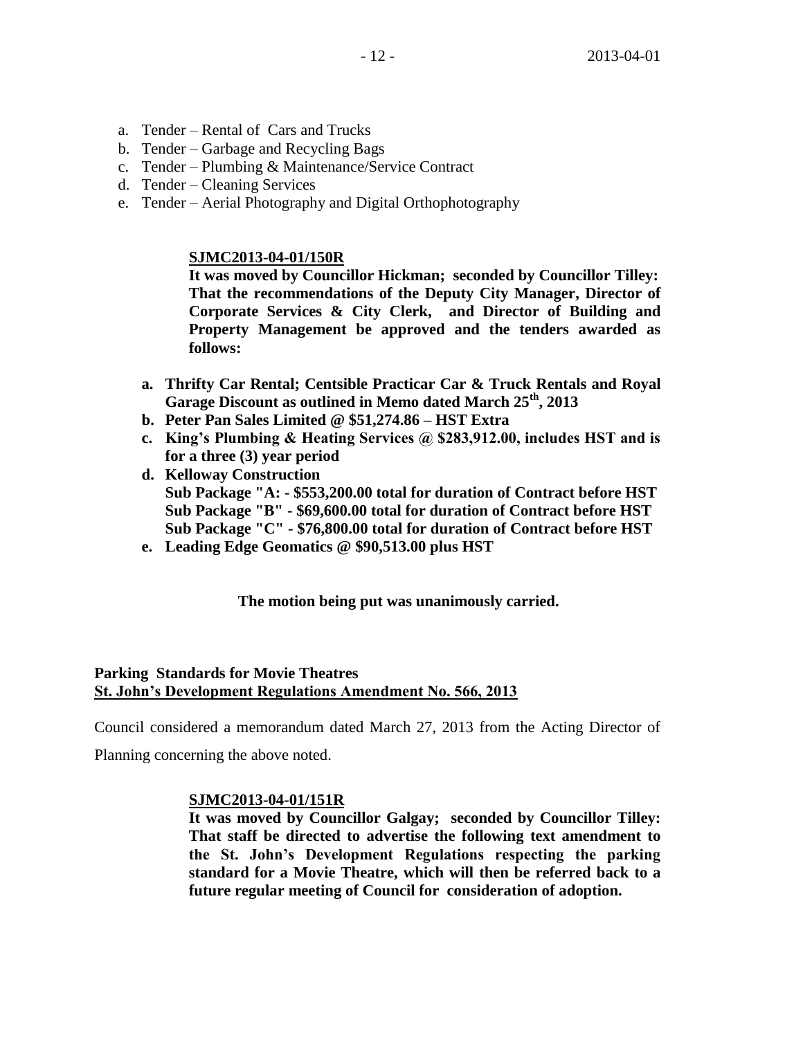a. Tender – Rental of Cars and Trucks
b. Tender – Garbage and Recycling Bags
c. Tender – Plumbing & Maintenance/Service Contract
d. Tender – Cleaning Services
e. Tender – Aerial Photography and Digital Orthophotography

**SJMC2013-04-01/150R**

**It was moved by Councillor Hickman; seconded by Councillor Tilley: That the recommendations of the Deputy City Manager, Director of Corporate Services & City Clerk, and Director of Building and Property Management be approved and the tenders awarded as follows:**

**a. Thrifty Car Rental; Centsible Practicar Car & Truck Rentals and Royal Garage Discount as outlined in Memo dated March 25th, 2013**

**b. Peter Pan Sales Limited @ $51,274.86 – HST Extra**

**c. King's Plumbing & Heating Services @ $283,912.00, includes HST and is for a three (3) year period**

**d. Kelloway Construction**
**Sub Package "A: - $553,200.00 total for duration of Contract before HST**
**Sub Package "B" - $69,600.00 total for duration of Contract before HST**
**Sub Package "C" - $76,800.00 total for duration of Contract before HST**

**e. Leading Edge Geomatics @ $90,513.00 plus HST**

**The motion being put was unanimously carried.**

**Parking Standards for Movie Theatres**
**St. John's Development Regulations Amendment No. 566, 2013**

Council considered a memorandum dated March 27, 2013 from the Acting Director of Planning concerning the above noted.

**SJMC2013-04-01/151R**

**It was moved by Councillor Galgay; seconded by Councillor Tilley: That staff be directed to advertise the following text amendment to the St. John's Development Regulations respecting the parking standard for a Movie Theatre, which will then be referred back to a future regular meeting of Council for consideration of adoption.**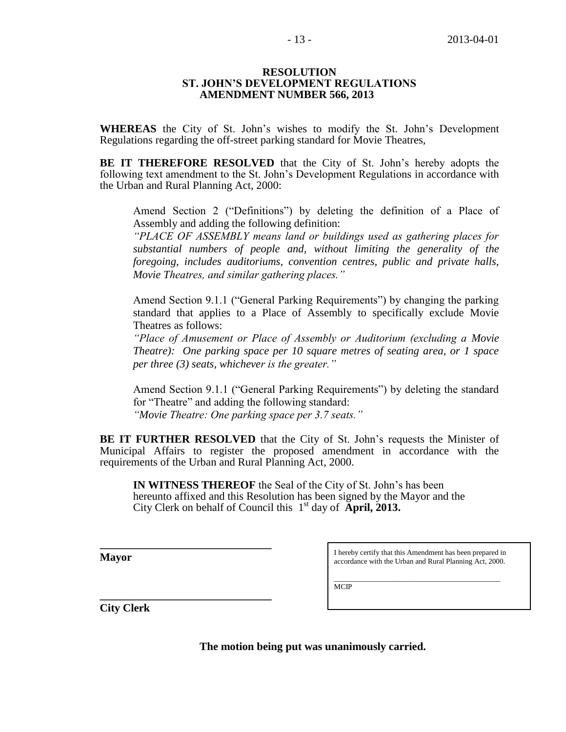**RESOLUTION**
**ST. JOHN'S DEVELOPMENT REGULATIONS**
**AMENDMENT NUMBER 566, 2013**

**WHEREAS** the City of St. John's wishes to modify the St. John's Development Regulations regarding the off-street parking standard for Movie Theatres,

**BE IT THEREFORE RESOLVED** that the City of St. John's hereby adopts the following text amendment to the St. John's Development Regulations in accordance with the Urban and Rural Planning Act, 2000:

> Amend Section 2 ("Definitions") by deleting the definition of a Place of Assembly and adding the following definition:
> *"PLACE OF ASSEMBLY means land or buildings used as gathering places for substantial numbers of people and, without limiting the generality of the foregoing, includes auditoriums, convention centres, public and private halls, Movie Theatres, and similar gathering places."*
>
> Amend Section 9.1.1 ("General Parking Requirements") by changing the parking standard that applies to a Place of Assembly to specifically exclude Movie Theatres as follows:
> *"Place of Amusement or Place of Assembly or Auditorium (excluding a Movie Theatre): One parking space per 10 square metres of seating area, or 1 space per three (3) seats, whichever is the greater."*
>
> Amend Section 9.1.1 ("General Parking Requirements") by deleting the standard for "Theatre" and adding the following standard:
> *"Movie Theatre: One parking space per 3.7 seats."*

**BE IT FURTHER RESOLVED** that the City of St. John's requests the Minister of Municipal Affairs to register the proposed amendment in accordance with the requirements of the Urban and Rural Planning Act, 2000.

**IN WITNESS THEREOF** the Seal of the City of St. John's has been hereunto affixed and this Resolution has been signed by the Mayor and the City Clerk on behalf of Council this 1st day of **April, 2013.**

______________________________
**Mayor**

______________________________
**City Clerk**

I hereby certify that this Amendment has been prepared in accordance with the Urban and Rural Planning Act, 2000.

______________________________
MCIP

**The motion being put was unanimously carried.**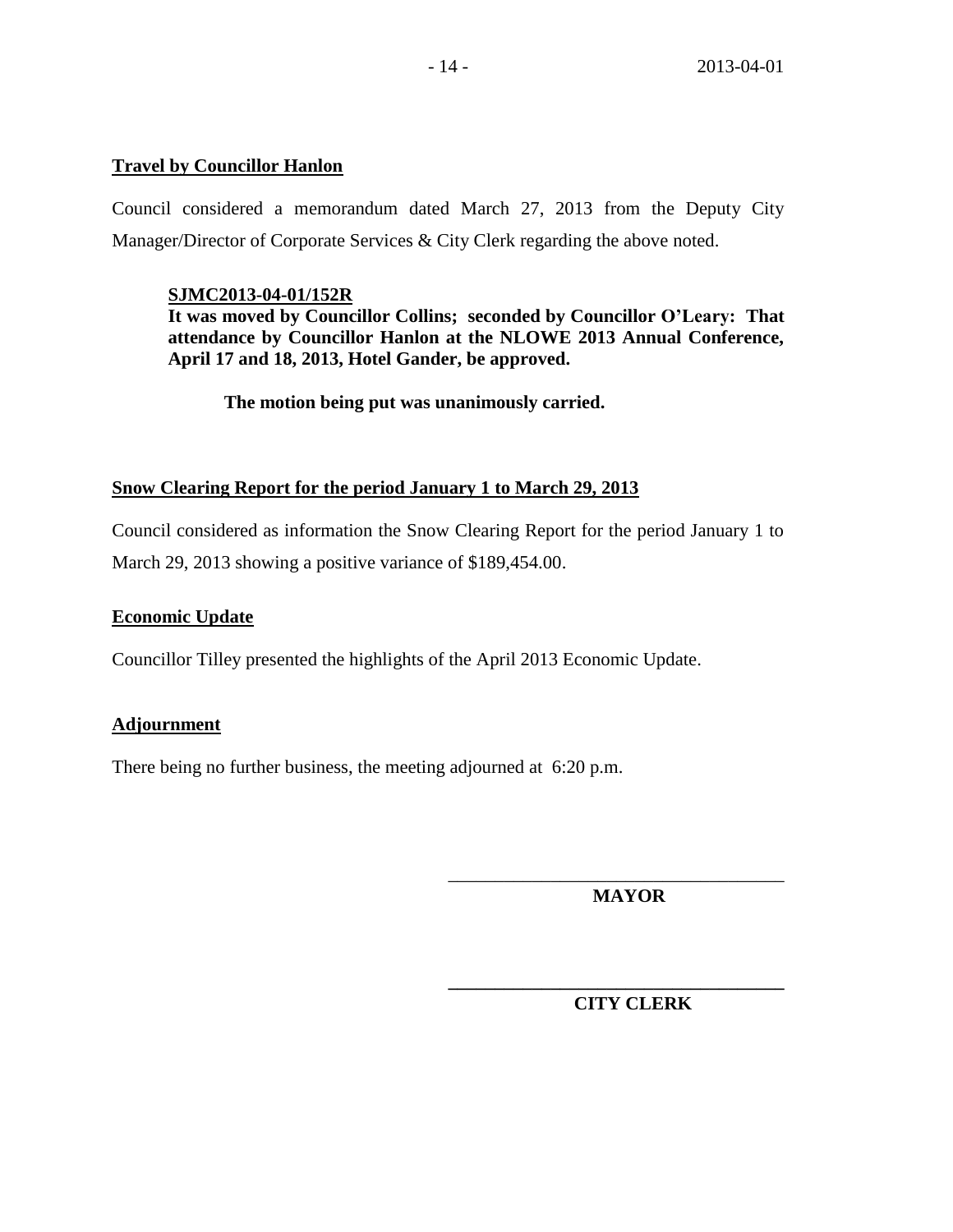**Travel by Councillor Hanlon**

Council considered a memorandum dated March 27, 2013 from the Deputy City Manager/Director of Corporate Services & City Clerk regarding the above noted.

> **SJMC2013-04-01/152R**
> **It was moved by Councillor Collins; seconded by Councillor O'Leary: That attendance by Councillor Hanlon at the NLOWE 2013 Annual Conference, April 17 and 18, 2013, Hotel Gander, be approved.**
>
> **The motion being put was unanimously carried.**

**Snow Clearing Report for the period January 1 to March 29, 2013**

Council considered as information the Snow Clearing Report for the period January 1 to March 29, 2013 showing a positive variance of $189,454.00.

**Economic Update**

Councillor Tilley presented the highlights of the April 2013 Economic Update.

**Adjournment**

There being no further business, the meeting adjourned at 6:20 p.m.

\_\_\_\_\_\_\_\_\_\_\_\_\_\_\_\_\_\_\_\_\_\_\_\_\_\_\_\_\_\_\_\_\_\_\_\_
**MAYOR**

\_\_\_\_\_\_\_\_\_\_\_\_\_\_\_\_\_\_\_\_\_\_\_\_\_\_\_\_\_\_\_\_\_\_\_\_
**CITY CLERK**